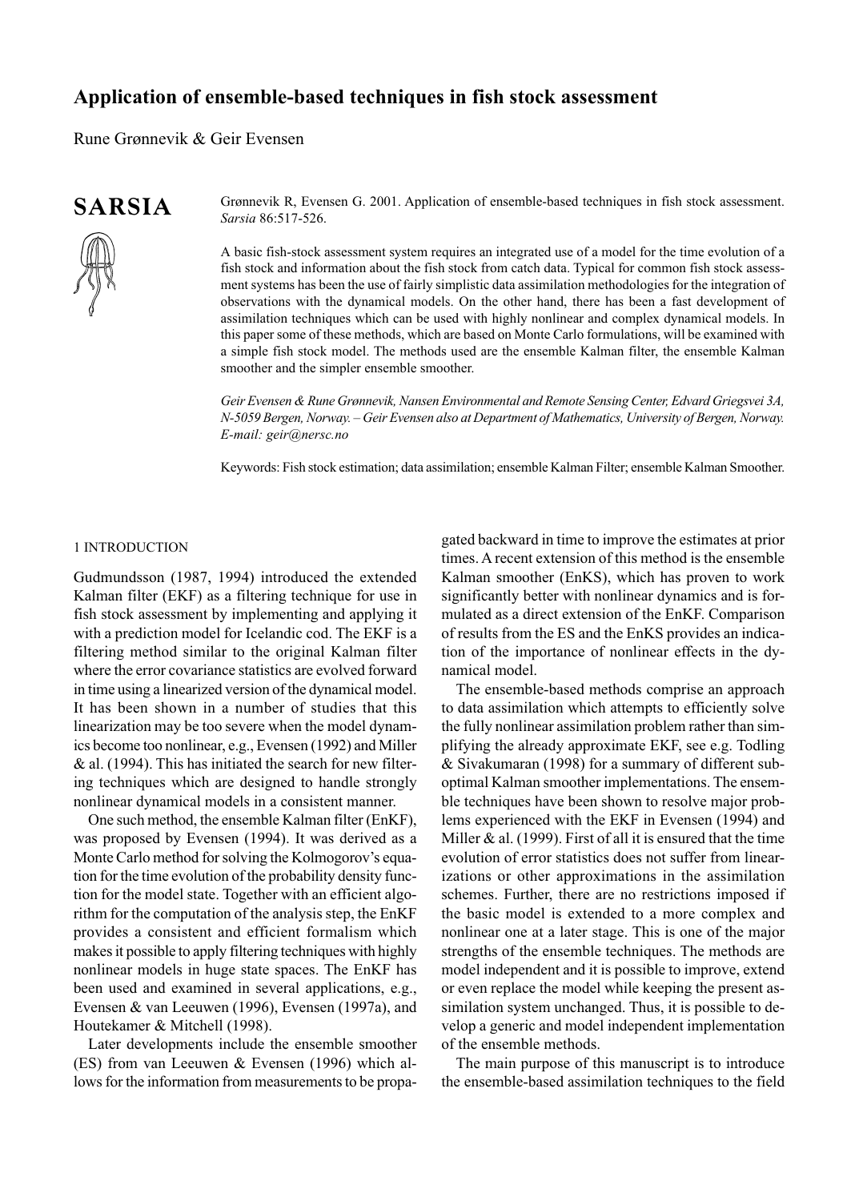# Application of ensemble-based techniques in fish stock assessment

Rune Grønnevik & Geir Evensen

**SARSIA**

Grønnevik R, Evensen G. 2001. Application of ensemble-based techniques in fish stock assessment. *Sarsia* 86:517-526.

A basic fish-stock assessment system requires an integrated use of a model for the time evolution of a fish stock and information about the fish stock from catch data. Typical for common fish stock assessment systems has been the use of fairly simplistic data assimilation methodologies for the integration of observations with the dynamical models. On the other hand, there has been a fast development of assimilation techniques which can be used with highly nonlinear and complex dynamical models. In this paper some of these methods, which are based on Monte Carlo formulations, will be examined with a simple fish stock model. The methods used are the ensemble Kalman filter, the ensemble Kalman smoother and the simpler ensemble smoother.

*Geir Evensen & Rune Grønnevik, Nansen Environmental and Remote Sensing Center, Edvard Griegsvei 3A, N-5059 Bergen, Norway. – Geir Evensen also at Department of Mathematics, University of Bergen, Norway. E-mail: geir@nersc.no*

Keywords: Fish stock estimation; data assimilation; ensemble Kalman Filter; ensemble Kalman Smoother.

## 1 INTRODUCTION

Gudmundsson (1987, 1994) introduced the extended Kalman filter (EKF) as a filtering technique for use in fish stock assessment by implementing and applying it with a prediction model for Icelandic cod. The EKF is a filtering method similar to the original Kalman filter where the error covariance statistics are evolved forward in time using a linearized version of the dynamical model. It has been shown in a number of studies that this linearization may be too severe when the model dynamics become too nonlinear, e.g., Evensen (1992) and Miller & al. (1994). This has initiated the search for new filtering techniques which are designed to handle strongly nonlinear dynamical models in a consistent manner.

One such method, the ensemble Kalman filter (EnKF), was proposed by Evensen (1994). It was derived as a Monte Carlo method for solving the Kolmogorov's equation for the time evolution of the probability density function for the model state. Together with an efficient algorithm for the computation of the analysis step, the EnKF provides a consistent and efficient formalism which makes it possible to apply filtering techniques with highly nonlinear models in huge state spaces. The EnKF has been used and examined in several applications, e.g., Evensen & van Leeuwen (1996), Evensen (1997a), and Houtekamer & Mitchell (1998).

Later developments include the ensemble smoother (ES) from van Leeuwen & Evensen (1996) which allows for the information from measurements to be propagated backward in time to improve the estimates at prior times. A recent extension of this method is the ensemble Kalman smoother (EnKS), which has proven to work significantly better with nonlinear dynamics and is formulated as a direct extension of the EnKF. Comparison of results from the ES and the EnKS provides an indication of the importance of nonlinear effects in the dynamical model.

The ensemble-based methods comprise an approach to data assimilation which attempts to efficiently solve the fully nonlinear assimilation problem rather than simplifying the already approximate EKF, see e.g. Todling & Sivakumaran (1998) for a summary of different suboptimal Kalman smoother implementations. The ensemble techniques have been shown to resolve major problems experienced with the EKF in Evensen (1994) and Miller & al. (1999). First of all it is ensured that the time evolution of error statistics does not suffer from linearizations or other approximations in the assimilation schemes. Further, there are no restrictions imposed if the basic model is extended to a more complex and nonlinear one at a later stage. This is one of the major strengths of the ensemble techniques. The methods are model independent and it is possible to improve, extend or even replace the model while keeping the present assimilation system unchanged. Thus, it is possible to develop a generic and model independent implementation of the ensemble methods.

The main purpose of this manuscript is to introduce the ensemble-based assimilation techniques to the field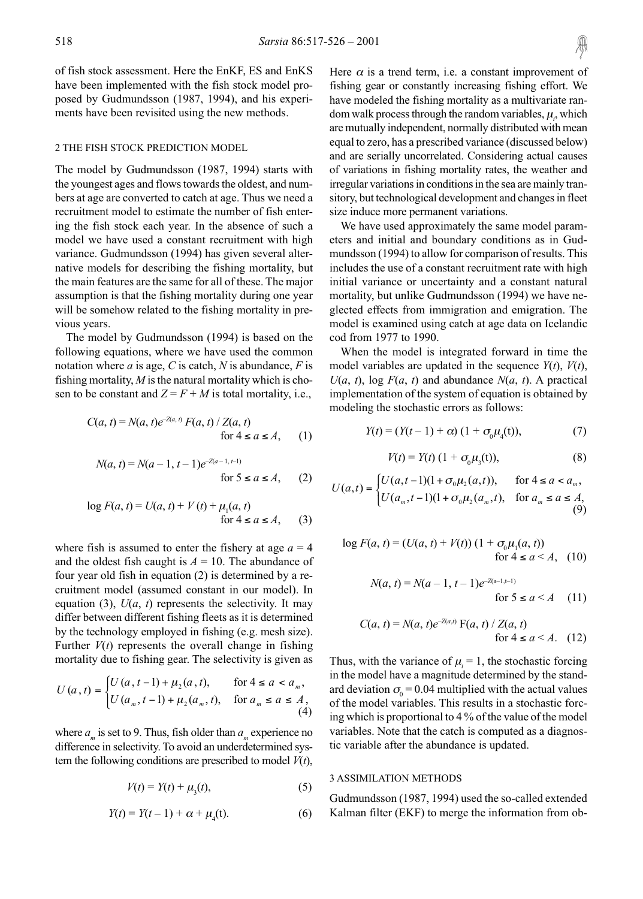of fish stock assessment. Here the EnKF, ES and EnKS have been implemented with the fish stock model proposed by Gudmundsson (1987, 1994), and his experiments have been revisited using the new methods.

## 2 THE FISH STOCK PREDICTION MODEL

The model by Gudmundsson (1987, 1994) starts with the youngest ages and flows towards the oldest, and numbers at age are converted to catch at age. Thus we need a recruitment model to estimate the number of fish entering the fish stock each year. In the absence of such a model we have used a constant recruitment with high variance. Gudmundsson (1994) has given several alternative models for describing the fishing mortality, but the main features are the same for all of these. The major assumption is that the fishing mortality during one year will be somehow related to the fishing mortality in previous years.

The model by Gudmundsson (1994) is based on the following equations, where we have used the common notation where $a$ is age, $C$ is catch, $N$ is abundance, $F$ is fishing mortality, $M$ is the natural mortality which is chosen to be constant and $Z = F + M$ is total mortality, i.e.,

$$C(a,t) = N(a,t)e^{-Z(a,t)}\, F(a,t) / Z(a,t) \quad \text{for } 4 \le a \le A, \tag{1}$$

$$N(a,t) = N(a-1,t-1)e^{-Z(a-1,t-1)} \quad \text{for } 5 \le a \le A, \tag{2}$$

$$\log F(a,t) = U(a,t) + V(t) + \mu_1(a,t) \quad \text{for } 4 \le a \le A, \tag{3}$$

where fish is assumed to enter the fishery at age $a = 4$ and the oldest fish caught is $A = 10$. The abundance of four year old fish in equation (2) is determined by a recruitment model (assumed constant in our model). In equation (3), $U(a, t)$ represents the selectivity. It may differ between different fishing fleets as it is determined by the technology employed in fishing (e.g. mesh size). Further $V(t)$ represents the overall change in fishing mortality due to fishing gear. The selectivity is given as

$$U(a,t) = \begin{cases} U(a,t-1) + \mu_2(a,t), & \text{for } 4 \le a < a_m, \\ U(a_m,t-1) + \mu_2(a_m,t), & \text{for } a_m \le a \le A, \end{cases} \tag{4}$$

where $a_m$ is set to 9. Thus, fish older than $a_m$ experience no difference in selectivity. To avoid an underdetermined system the following conditions are prescribed to model $V(t)$,

$$V(t) = Y(t) + \mu_3(t), \tag{5}$$

$$Y(t) = Y(t-1) + \alpha + \mu_4(t). \tag{6}$$

Here $\alpha$ is a trend term, i.e. a constant improvement of fishing gear or constantly increasing fishing effort. We have modeled the fishing mortality as a multivariate random walk process through the random variables, $\mu_i$, which are mutually independent, normally distributed with mean equal to zero, has a prescribed variance (discussed below) and are serially uncorrelated. Considering actual causes of variations in fishing mortality rates, the weather and irregular variations in conditions in the sea are mainly transitory, but technological development and changes in fleet size induce more permanent variations.

We have used approximately the same model parameters and initial and boundary conditions as in Gudmundsson (1994) to allow for comparison of results. This includes the use of a constant recruitment rate with high initial variance or uncertainty and a constant natural mortality, but unlike Gudmundsson (1994) we have neglected effects from immigration and emigration. The model is examined using catch at age data on Icelandic cod from 1977 to 1990.

When the model is integrated forward in time the model variables are updated in the sequence $Y(t)$, $V(t)$, $U(a, t)$, $\log F(a, t)$ and abundance $N(a, t)$. A practical implementation of the system of equation is obtained by modeling the stochastic errors as follows:

$$Y(t) = (Y(t-1) + \alpha)\,(1 + \sigma_0\mu_4(t)), \tag{7}$$

$$V(t) = Y(t)\,(1 + \sigma_0\mu_3(t)), \tag{8}$$

$$U(a,t) = \begin{cases} U(a,t-1)(1+\sigma_0\mu_2(a,t)), & \text{for } 4 \le a < a_m, \\ U(a_m,t-1)(1+\sigma_0\mu_2(a_m,t)), & \text{for } a_m \le a \le A, \end{cases} \tag{9}$$

$$\log F(a,t) = (U(a,t) + V(t))\,(1 + \sigma_0\mu_1(a,t)) \quad \text{for } 4 \le a < A, \tag{10}$$

$$N(a,t) = N(a-1,t-1)e^{-Z(a-1,t-1)} \quad \text{for } 5 \le a < A \tag{11}$$

$$C(a,t) = N(a,t)e^{-Z(a,t)}\, F(a,t) / Z(a,t) \quad \text{for } 4 \le a < A. \tag{12}$$

Thus, with the variance of $\mu_i = 1$, the stochastic forcing in the model have a magnitude determined by the standard deviation $\sigma_0 = 0.04$ multiplied with the actual values of the model variables. This results in a stochastic forcing which is proportional to 4 % of the value of the model variables. Note that the catch is computed as a diagnostic variable after the abundance is updated.

## 3 ASSIMILATION METHODS

Gudmundsson (1987, 1994) used the so-called extended Kalman filter (EKF) to merge the information from ob-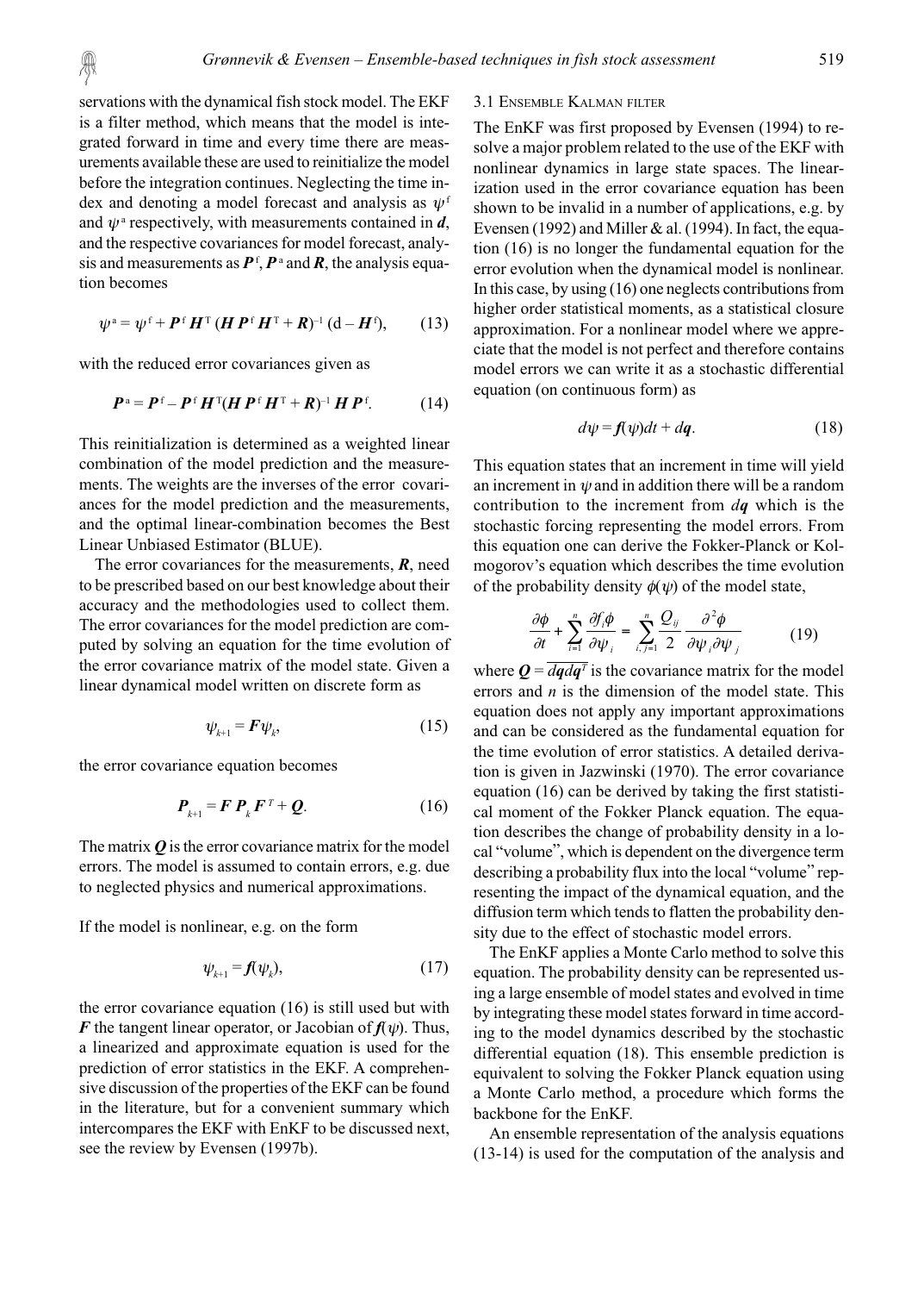servations with the dynamical fish stock model. The EKF is a filter method, which means that the model is integrated forward in time and every time there are measurements available these are used to reinitialize the model before the integration continues. Neglecting the time index and denoting a model forecast and analysis as $\psi^f$ and $\psi^a$ respectively, with measurements contained in $\boldsymbol{d}$, and the respective covariances for model forecast, analysis and measurements as $\boldsymbol{P}^f$, $\boldsymbol{P}^a$ and $\boldsymbol{R}$, the analysis equation becomes

$$\psi^a = \psi^f + \boldsymbol{P}^f \boldsymbol{H}^T (\boldsymbol{H} \boldsymbol{P}^f \boldsymbol{H}^T + \boldsymbol{R})^{-1} (\mathrm{d} - \boldsymbol{H}^f), \tag{13}$$

with the reduced error covariances given as

$$\boldsymbol{P}^a = \boldsymbol{P}^f - \boldsymbol{P}^f \boldsymbol{H}^T (\boldsymbol{H} \boldsymbol{P}^f \boldsymbol{H}^T + \boldsymbol{R})^{-1} \boldsymbol{H} \boldsymbol{P}^f. \tag{14}$$

This reinitialization is determined as a weighted linear combination of the model prediction and the measurements. The weights are the inverses of the error covariances for the model prediction and the measurements, and the optimal linear-combination becomes the Best Linear Unbiased Estimator (BLUE).

The error covariances for the measurements, $\boldsymbol{R}$, need to be prescribed based on our best knowledge about their accuracy and the methodologies used to collect them. The error covariances for the model prediction are computed by solving an equation for the time evolution of the error covariance matrix of the model state. Given a linear dynamical model written on discrete form as

$$\psi_{k+1} = \boldsymbol{F}\psi_k, \tag{15}$$

the error covariance equation becomes

$$\boldsymbol{P}_{k+1} = \boldsymbol{F}\,\boldsymbol{P}_k\,\boldsymbol{F}^T + \boldsymbol{Q}. \tag{16}$$

The matrix $\boldsymbol{Q}$ is the error covariance matrix for the model errors. The model is assumed to contain errors, e.g. due to neglected physics and numerical approximations.

If the model is nonlinear, e.g. on the form

$$\psi_{k+1} = \boldsymbol{f}(\psi_k), \tag{17}$$

the error covariance equation (16) is still used but with $\boldsymbol{F}$ the tangent linear operator, or Jacobian of $\boldsymbol{f}(\psi)$. Thus, a linearized and approximate equation is used for the prediction of error statistics in the EKF. A comprehensive discussion of the properties of the EKF can be found in the literature, but for a convenient summary which intercompares the EKF with EnKF to be discussed next, see the review by Evensen (1997b).

### 3.1 Ensemble Kalman filter

The EnKF was first proposed by Evensen (1994) to resolve a major problem related to the use of the EKF with nonlinear dynamics in large state spaces. The linearization used in the error covariance equation has been shown to be invalid in a number of applications, e.g. by Evensen (1992) and Miller & al. (1994). In fact, the equation (16) is no longer the fundamental equation for the error evolution when the dynamical model is nonlinear. In this case, by using (16) one neglects contributions from higher order statistical moments, as a statistical closure approximation. For a nonlinear model where we appreciate that the model is not perfect and therefore contains model errors we can write it as a stochastic differential equation (on continuous form) as

$$d\psi = \boldsymbol{f}(\psi)dt + d\boldsymbol{q}. \tag{18}$$

This equation states that an increment in time will yield an increment in $\psi$ and in addition there will be a random contribution to the increment from $d\boldsymbol{q}$ which is the stochastic forcing representing the model errors. From this equation one can derive the Fokker-Planck or Kolmogorov's equation which describes the time evolution of the probability density $\phi(\psi)$ of the model state,

$$\frac{\partial\phi}{\partial t} + \sum_{i=1}^{n} \frac{\partial f_i \phi}{\partial \psi_i} = \sum_{i,j=1}^{n} \frac{Q_{ij}}{2} \frac{\partial^2 \phi}{\partial \psi_i \partial \psi_j} \tag{19}$$

where $\boldsymbol{Q} = \overline{d\boldsymbol{q}d\boldsymbol{q}^T}$ is the covariance matrix for the model errors and $n$ is the dimension of the model state. This equation does not apply any important approximations and can be considered as the fundamental equation for the time evolution of error statistics. A detailed derivation is given in Jazwinski (1970). The error covariance equation (16) can be derived by taking the first statistical moment of the Fokker Planck equation. The equation describes the change of probability density in a local "volume", which is dependent on the divergence term describing a probability flux into the local "volume" representing the impact of the dynamical equation, and the diffusion term which tends to flatten the probability density due to the effect of stochastic model errors.

The EnKF applies a Monte Carlo method to solve this equation. The probability density can be represented using a large ensemble of model states and evolved in time by integrating these model states forward in time according to the model dynamics described by the stochastic differential equation (18). This ensemble prediction is equivalent to solving the Fokker Planck equation using a Monte Carlo method, a procedure which forms the backbone for the EnKF.

An ensemble representation of the analysis equations (13-14) is used for the computation of the analysis and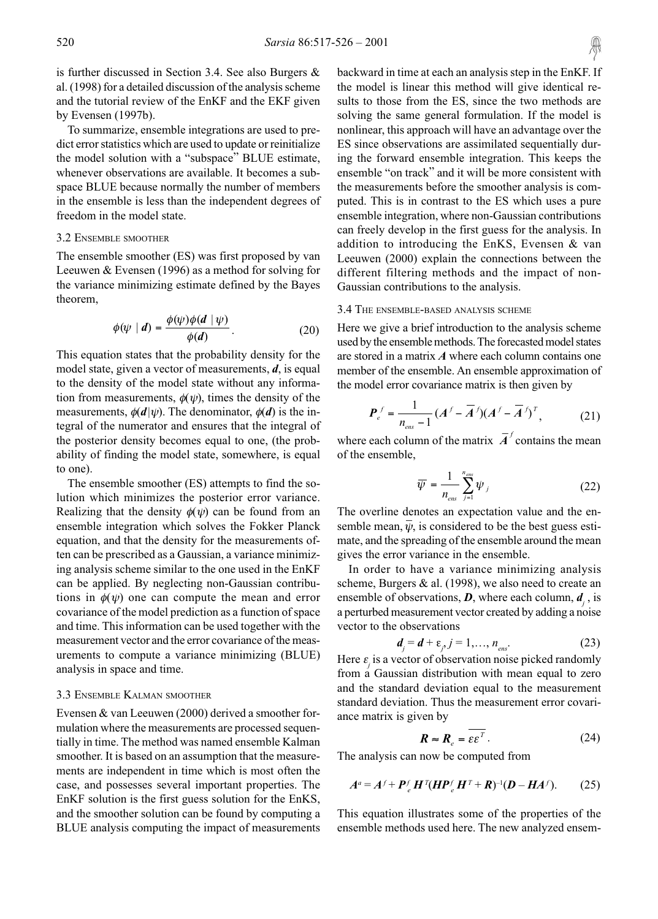is further discussed in Section 3.4. See also Burgers & al. (1998) for a detailed discussion of the analysis scheme and the tutorial review of the EnKF and the EKF given by Evensen (1997b).

To summarize, ensemble integrations are used to predict error statistics which are used to update or reinitialize the model solution with a "subspace" BLUE estimate, whenever observations are available. It becomes a subspace BLUE because normally the number of members in the ensemble is less than the independent degrees of freedom in the model state.

### 3.2 Ensemble smoother

The ensemble smoother (ES) was first proposed by van Leeuwen & Evensen (1996) as a method for solving for the variance minimizing estimate defined by the Bayes theorem,

$$\phi(\psi \mid \boldsymbol{d}) = \frac{\phi(\psi)\phi(\boldsymbol{d} \mid \psi)}{\phi(\boldsymbol{d})}. \tag{20}$$

This equation states that the probability density for the model state, given a vector of measurements, $\boldsymbol{d}$, is equal to the density of the model state without any information from measurements, $\phi(\psi)$, times the density of the measurements, $\phi(\boldsymbol{d}|\psi)$. The denominator, $\phi(\boldsymbol{d})$ is the integral of the numerator and ensures that the integral of the posterior density becomes equal to one, (the probability of finding the model state, somewhere, is equal to one).

The ensemble smoother (ES) attempts to find the solution which minimizes the posterior error variance. Realizing that the density $\phi(\psi)$ can be found from an ensemble integration which solves the Fokker Planck equation, and that the density for the measurements often can be prescribed as a Gaussian, a variance minimizing analysis scheme similar to the one used in the EnKF can be applied. By neglecting non-Gaussian contributions in $\phi(\psi)$ one can compute the mean and error covariance of the model prediction as a function of space and time. This information can be used together with the measurement vector and the error covariance of the measurements to compute a variance minimizing (BLUE) analysis in space and time.

### 3.3 Ensemble Kalman smoother

Evensen & van Leeuwen (2000) derived a smoother formulation where the measurements are processed sequentially in time. The method was named ensemble Kalman smoother. It is based on an assumption that the measurements are independent in time which is most often the case, and possesses several important properties. The EnKF solution is the first guess solution for the EnKS, and the smoother solution can be found by computing a BLUE analysis computing the impact of measurements backward in time at each an analysis step in the EnKF. If the model is linear this method will give identical results to those from the ES, since the two methods are solving the same general formulation. If the model is nonlinear, this approach will have an advantage over the ES since observations are assimilated sequentially during the forward ensemble integration. This keeps the ensemble "on track" and it will be more consistent with the measurements before the smoother analysis is computed. This is in contrast to the ES which uses a pure ensemble integration, where non-Gaussian contributions can freely develop in the first guess for the analysis. In addition to introducing the EnKS, Evensen & van Leeuwen (2000) explain the connections between the different filtering methods and the impact of non-Gaussian contributions to the analysis.

### 3.4 The ensemble-based analysis scheme

Here we give a brief introduction to the analysis scheme used by the ensemble methods. The forecasted model states are stored in a matrix $\boldsymbol{A}$ where each column contains one member of the ensemble. An ensemble approximation of the model error covariance matrix is then given by

$$\boldsymbol{P}_e^f = \frac{1}{n_{ens} - 1}(\boldsymbol{A}^f - \overline{\boldsymbol{A}}^f)(\boldsymbol{A}^f - \overline{\boldsymbol{A}}^f)^T, \tag{21}$$

where each column of the matrix $\overline{\boldsymbol{A}}^f$ contains the mean of the ensemble,

$$\overline{\psi} = \frac{1}{n_{ens}} \sum_{j=1}^{n_{ens}} \psi_j \tag{22}$$

The overline denotes an expectation value and the ensemble mean, $\overline{\psi}$, is considered to be the best guess estimate, and the spreading of the ensemble around the mean gives the error variance in the ensemble.

In order to have a variance minimizing analysis scheme, Burgers & al. (1998), we also need to create an ensemble of observations, $\boldsymbol{D}$, where each column, $\boldsymbol{d}_j$, is a perturbed measurement vector created by adding a noise vector to the observations

$$\boldsymbol{d}_j = \boldsymbol{d} + \varepsilon_j,\ j = 1,\ldots, n_{ens}. \tag{23}$$

Here $\varepsilon_j$ is a vector of observation noise picked randomly from a Gaussian distribution with mean equal to zero and the standard deviation equal to the measurement standard deviation. Thus the measurement error covariance matrix is given by

$$\boldsymbol{R} \approx \boldsymbol{R}_e = \overline{\varepsilon\varepsilon^T}. \tag{24}$$

The analysis can now be computed from

$$\boldsymbol{A}^a = \boldsymbol{A}^f + \boldsymbol{P}_e^f \boldsymbol{H}^T(\boldsymbol{H}\boldsymbol{P}_e^f \boldsymbol{H}^T + \boldsymbol{R})^{-1}(\boldsymbol{D} - \boldsymbol{H}\boldsymbol{A}^f). \tag{25}$$

This equation illustrates some of the properties of the ensemble methods used here. The new analyzed ensem-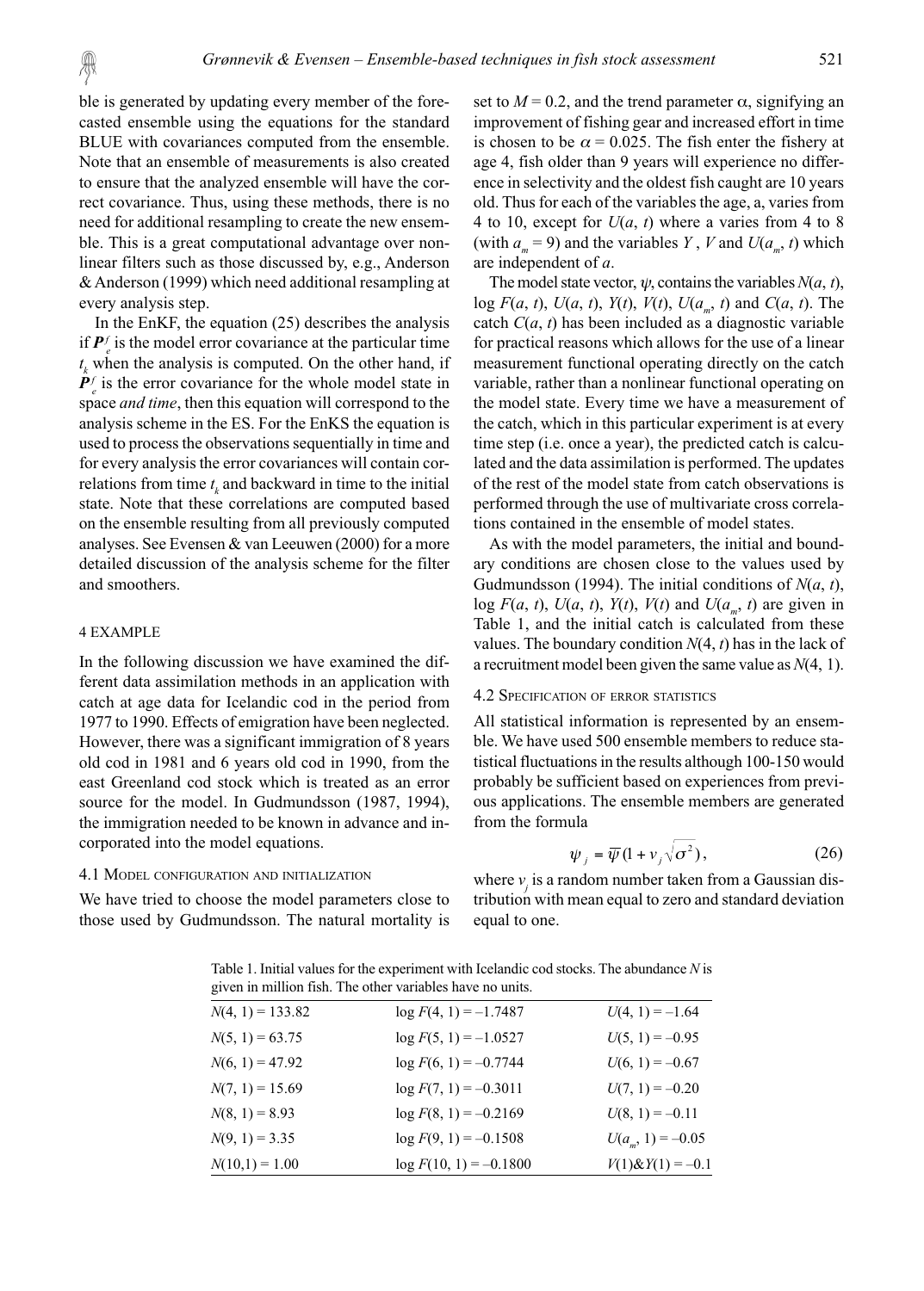ble is generated by updating every member of the forecasted ensemble using the equations for the standard BLUE with covariances computed from the ensemble. Note that an ensemble of measurements is also created to ensure that the analyzed ensemble will have the correct covariance. Thus, using these methods, there is no need for additional resampling to create the new ensemble. This is a great computational advantage over nonlinear filters such as those discussed by, e.g., Anderson & Anderson (1999) which need additional resampling at every analysis step.

In the EnKF, the equation (25) describes the analysis if $\boldsymbol{P}_e^f$ is the model error covariance at the particular time $t_k$ when the analysis is computed. On the other hand, if $\boldsymbol{P}_e^f$ is the error covariance for the whole model state in space *and time*, then this equation will correspond to the analysis scheme in the ES. For the EnKS the equation is used to process the observations sequentially in time and for every analysis the error covariances will contain correlations from time $t_k$ and backward in time to the initial state. Note that these correlations are computed based on the ensemble resulting from all previously computed analyses. See Evensen & van Leeuwen (2000) for a more detailed discussion of the analysis scheme for the filter and smoothers.

## 4 EXAMPLE

In the following discussion we have examined the different data assimilation methods in an application with catch at age data for Icelandic cod in the period from 1977 to 1990. Effects of emigration have been neglected. However, there was a significant immigration of 8 years old cod in 1981 and 6 years old cod in 1990, from the east Greenland cod stock which is treated as an error source for the model. In Gudmundsson (1987, 1994), the immigration needed to be known in advance and incorporated into the model equations.

### 4.1 Model configuration and initialization

We have tried to choose the model parameters close to those used by Gudmundsson. The natural mortality is set to $M = 0.2$, and the trend parameter $\alpha$, signifying an improvement of fishing gear and increased effort in time is chosen to be $\alpha = 0.025$. The fish enter the fishery at age 4, fish older than 9 years will experience no difference in selectivity and the oldest fish caught are 10 years old. Thus for each of the variables the age, a, varies from 4 to 10, except for $U(a, t)$ where a varies from 4 to 8 (with $a_m = 9$) and the variables $Y$, $V$ and $U(a_m, t)$ which are independent of $a$.

The model state vector, $\psi$, contains the variables $N(a, t)$, $\log F(a, t)$, $U(a, t)$, $Y(t)$, $V(t)$, $U(a_m, t)$ and $C(a, t)$. The catch $C(a, t)$ has been included as a diagnostic variable for practical reasons which allows for the use of a linear measurement functional operating directly on the catch variable, rather than a nonlinear functional operating on the model state. Every time we have a measurement of the catch, which in this particular experiment is at every time step (i.e. once a year), the predicted catch is calculated and the data assimilation is performed. The updates of the rest of the model state from catch observations is performed through the use of multivariate cross correlations contained in the ensemble of model states.

As with the model parameters, the initial and boundary conditions are chosen close to the values used by Gudmundsson (1994). The initial conditions of $N(a, t)$, $\log F(a, t)$, $U(a, t)$, $Y(t)$, $V(t)$ and $U(a_m, t)$ are given in Table 1, and the initial catch is calculated from these values. The boundary condition $N(4, t)$ has in the lack of a recruitment model been given the same value as $N(4, 1)$.

### 4.2 Specification of error statistics

All statistical information is represented by an ensemble. We have used 500 ensemble members to reduce statistical fluctuations in the results although 100-150 would probably be sufficient based on experiences from previous applications. The ensemble members are generated from the formula

$$\psi_j = \overline{\psi}(1 + v_j\sqrt{\sigma^2}), \tag{26}$$

where $v_j$ is a random number taken from a Gaussian distribution with mean equal to zero and standard deviation equal to one.

Table 1. Initial values for the experiment with Icelandic cod stocks. The abundance $N$ is given in million fish. The other variables have no units.

| | | |
|---|---|---|
| $N(4, 1) = 133.82$ | $\log F(4, 1) = -1.7487$ | $U(4, 1) = -1.64$ |
| $N(5, 1) = 63.75$ | $\log F(5, 1) = -1.0527$ | $U(5, 1) = -0.95$ |
| $N(6, 1) = 47.92$ | $\log F(6, 1) = -0.7744$ | $U(6, 1) = -0.67$ |
| $N(7, 1) = 15.69$ | $\log F(7, 1) = -0.3011$ | $U(7, 1) = -0.20$ |
| $N(8, 1) = 8.93$ | $\log F(8, 1) = -0.2169$ | $U(8, 1) = -0.11$ |
| $N(9, 1) = 3.35$ | $\log F(9, 1) = -0.1508$ | $U(a_m, 1) = -0.05$ |
| $N(10,1) = 1.00$ | $\log F(10, 1) = -0.1800$ | $V(1)\&Y(1) = -0.1$ |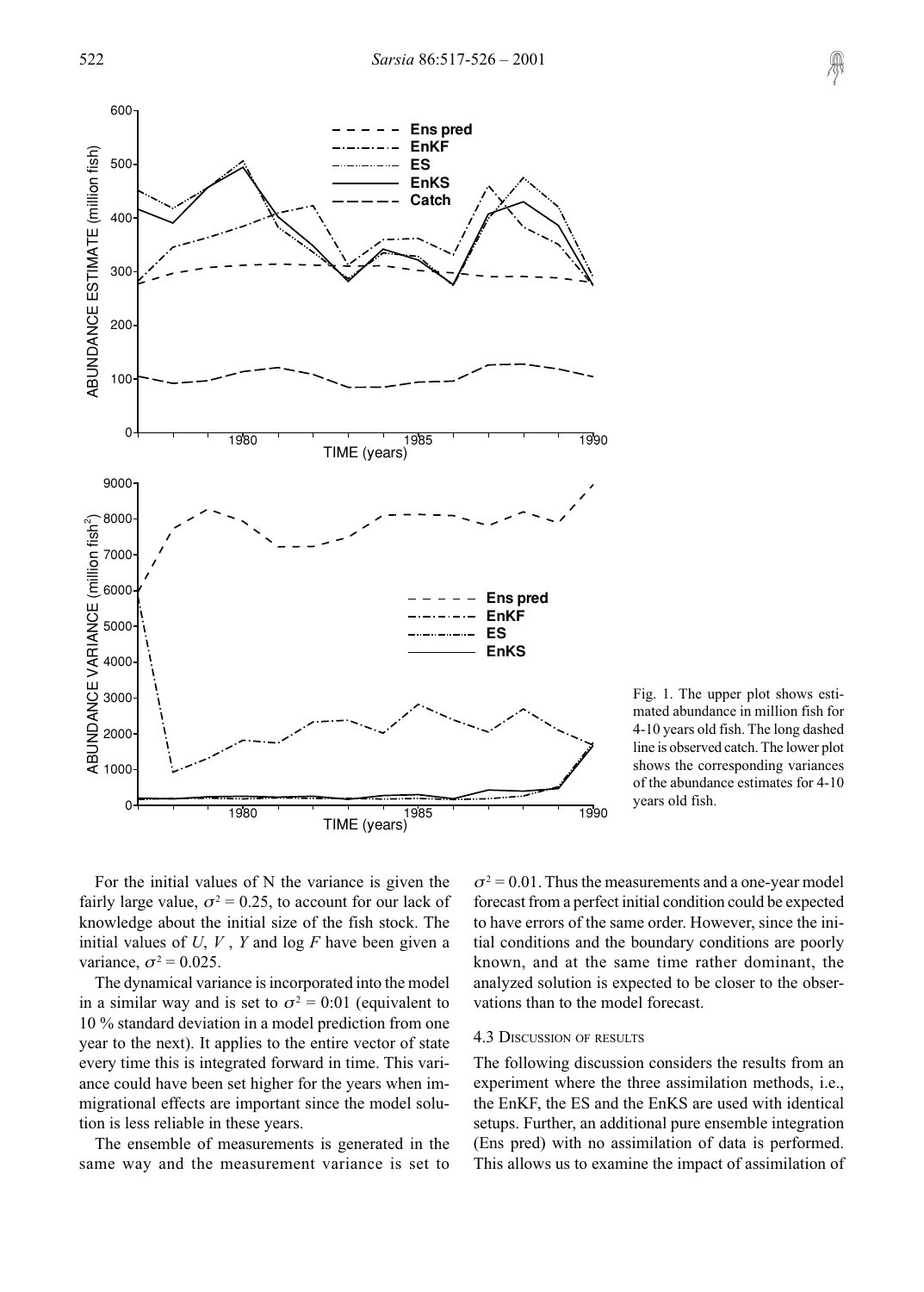Fig. 1. The upper plot shows estimated abundance in million fish for 4-10 years old fish. The long dashed line is observed catch. The lower plot shows the corresponding variances of the abundance estimates for 4-10 years old fish.

For the initial values of N the variance is given the fairly large value, $\sigma^2 = 0.25$, to account for our lack of knowledge about the initial size of the fish stock. The initial values of $U$, $V$, $Y$ and $\log F$ have been given a variance, $\sigma^2 = 0.025$.

The dynamical variance is incorporated into the model in a similar way and is set to $\sigma^2 = 0{:}01$ (equivalent to 10 % standard deviation in a model prediction from one year to the next). It applies to the entire vector of state every time this is integrated forward in time. This variance could have been set higher for the years when immigrational effects are important since the model solution is less reliable in these years.

The ensemble of measurements is generated in the same way and the measurement variance is set to $\sigma^2 = 0.01$. Thus the measurements and a one-year model forecast from a perfect initial condition could be expected to have errors of the same order. However, since the initial conditions and the boundary conditions are poorly known, and at the same time rather dominant, the analyzed solution is expected to be closer to the observations than to the model forecast.

### 4.3 Discussion of results

The following discussion considers the results from an experiment where the three assimilation methods, i.e., the EnKF, the ES and the EnKS are used with identical setups. Further, an additional pure ensemble integration (Ens pred) with no assimilation of data is performed. This allows us to examine the impact of assimilation of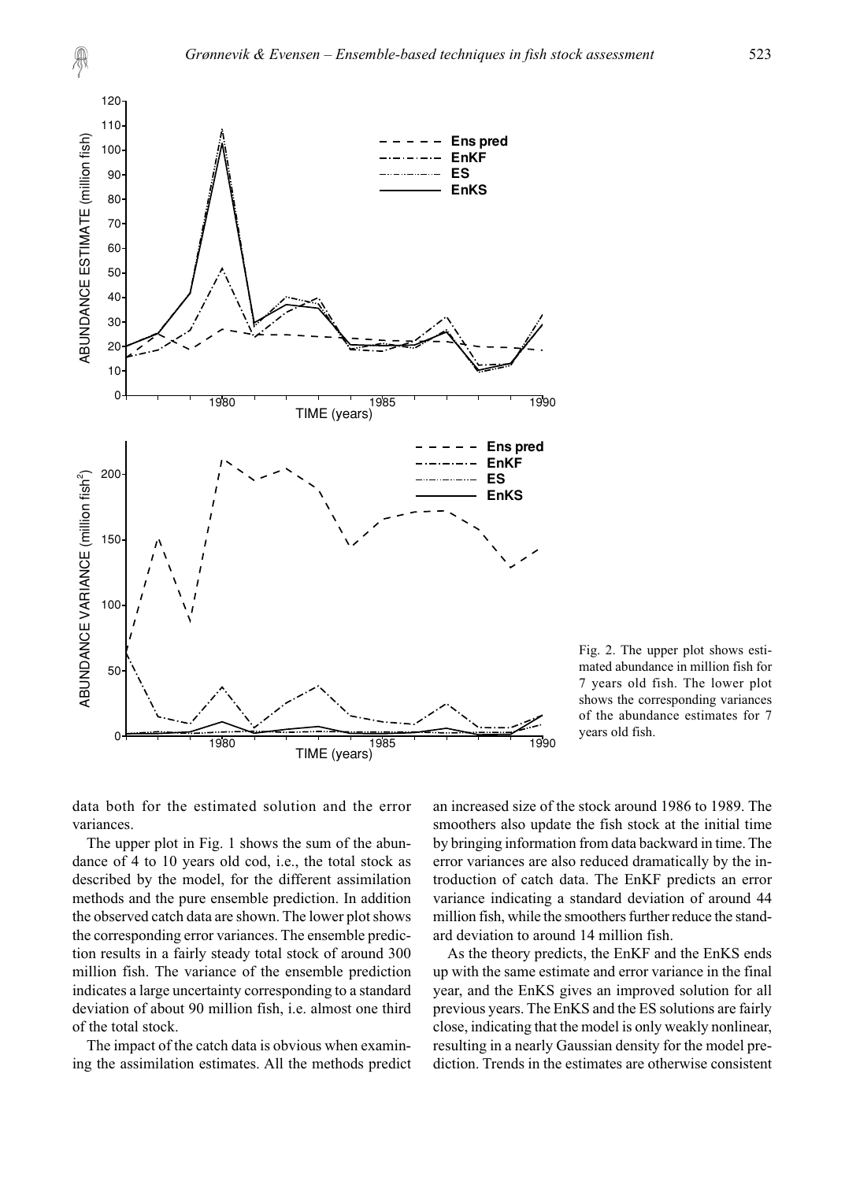Fig. 2. The upper plot shows estimated abundance in million fish for 7 years old fish. The lower plot shows the corresponding variances of the abundance estimates for 7 years old fish.

data both for the estimated solution and the error variances.

The upper plot in Fig. 1 shows the sum of the abundance of 4 to 10 years old cod, i.e., the total stock as described by the model, for the different assimilation methods and the pure ensemble prediction. In addition the observed catch data are shown. The lower plot shows the corresponding error variances. The ensemble prediction results in a fairly steady total stock of around 300 million fish. The variance of the ensemble prediction indicates a large uncertainty corresponding to a standard deviation of about 90 million fish, i.e. almost one third of the total stock.

The impact of the catch data is obvious when examining the assimilation estimates. All the methods predict an increased size of the stock around 1986 to 1989. The smoothers also update the fish stock at the initial time by bringing information from data backward in time. The error variances are also reduced dramatically by the introduction of catch data. The EnKF predicts an error variance indicating a standard deviation of around 44 million fish, while the smoothers further reduce the standard deviation to around 14 million fish.

As the theory predicts, the EnKF and the EnKS ends up with the same estimate and error variance in the final year, and the EnKS gives an improved solution for all previous years. The EnKS and the ES solutions are fairly close, indicating that the model is only weakly nonlinear, resulting in a nearly Gaussian density for the model prediction. Trends in the estimates are otherwise consistent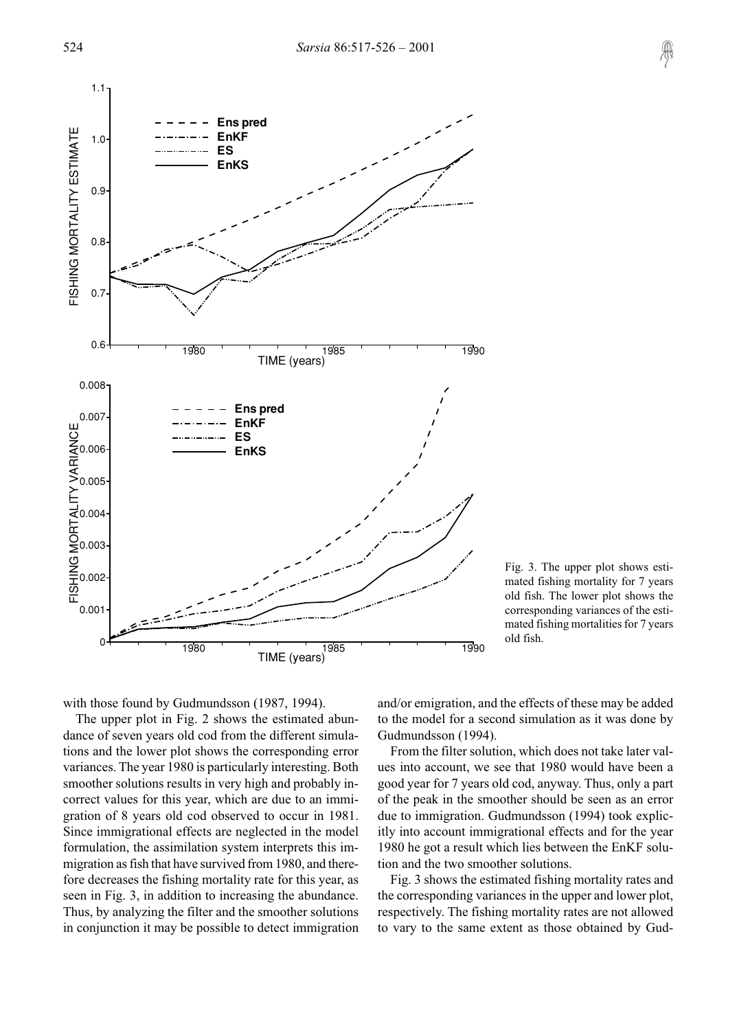Fig. 3. The upper plot shows estimated fishing mortality for 7 years old fish. The lower plot shows the corresponding variances of the estimated fishing mortalities for 7 years old fish.

with those found by Gudmundsson (1987, 1994).

The upper plot in Fig. 2 shows the estimated abundance of seven years old cod from the different simulations and the lower plot shows the corresponding error variances. The year 1980 is particularly interesting. Both smoother solutions results in very high and probably incorrect values for this year, which are due to an immigration of 8 years old cod observed to occur in 1981. Since immigrational effects are neglected in the model formulation, the assimilation system interprets this immigration as fish that have survived from 1980, and therefore decreases the fishing mortality rate for this year, as seen in Fig. 3, in addition to increasing the abundance. Thus, by analyzing the filter and the smoother solutions in conjunction it may be possible to detect immigration and/or emigration, and the effects of these may be added to the model for a second simulation as it was done by Gudmundsson (1994).

From the filter solution, which does not take later values into account, we see that 1980 would have been a good year for 7 years old cod, anyway. Thus, only a part of the peak in the smoother should be seen as an error due to immigration. Gudmundsson (1994) took explicitly into account immigrational effects and for the year 1980 he got a result which lies between the EnKF solution and the two smoother solutions.

Fig. 3 shows the estimated fishing mortality rates and the corresponding variances in the upper and lower plot, respectively. The fishing mortality rates are not allowed to vary to the same extent as those obtained by Gud-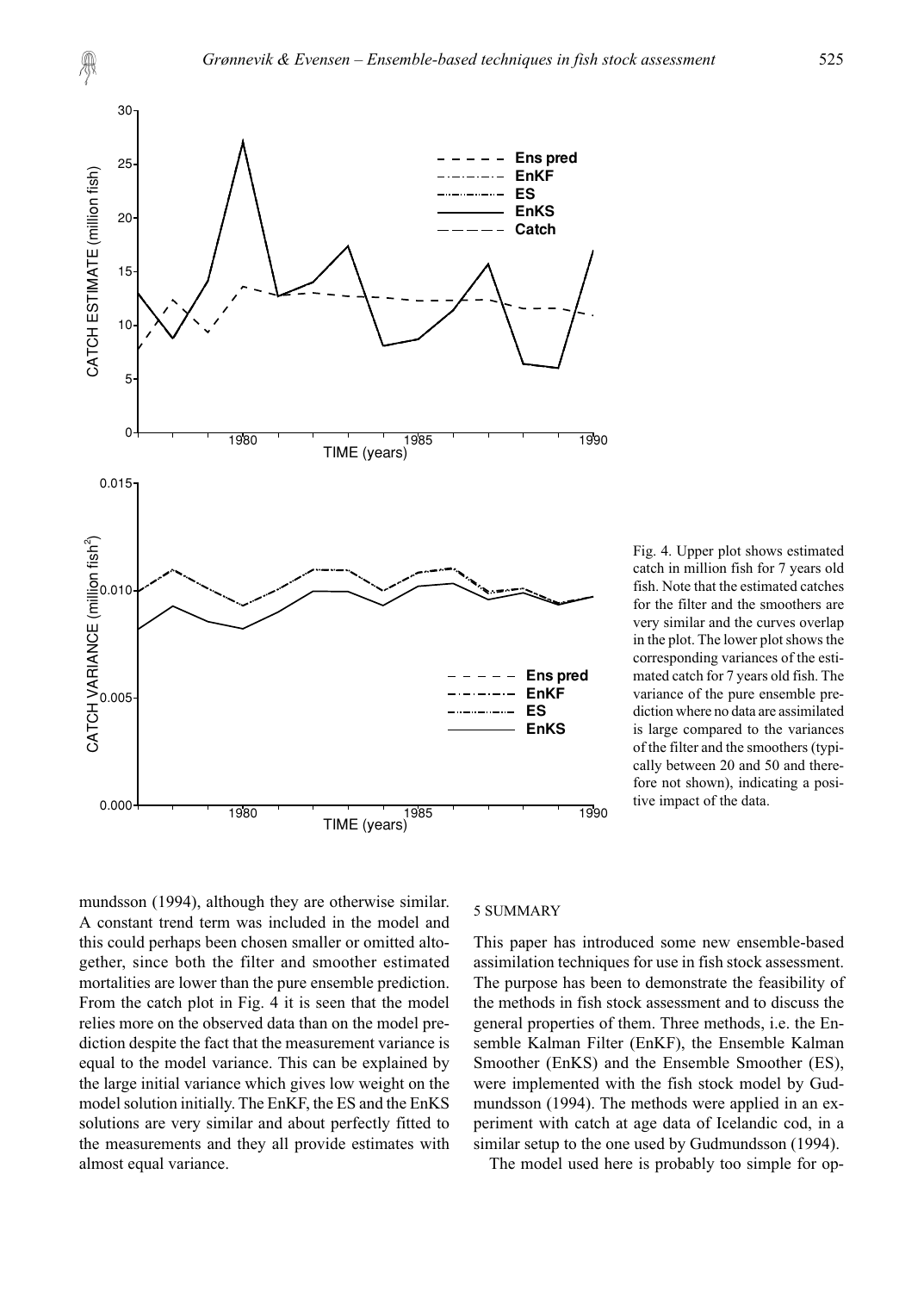Fig. 4. Upper plot shows estimated catch in million fish for 7 years old fish. Note that the estimated catches for the filter and the smoothers are very similar and the curves overlap in the plot. The lower plot shows the corresponding variances of the estimated catch for 7 years old fish. The variance of the pure ensemble prediction where no data are assimilated is large compared to the variances of the filter and the smoothers (typically between 20 and 50 and therefore not shown), indicating a positive impact of the data.

mundsson (1994), although they are otherwise similar. A constant trend term was included in the model and this could perhaps been chosen smaller or omitted altogether, since both the filter and smoother estimated mortalities are lower than the pure ensemble prediction. From the catch plot in Fig. 4 it is seen that the model relies more on the observed data than on the model prediction despite the fact that the measurement variance is equal to the model variance. This can be explained by the large initial variance which gives low weight on the model solution initially. The EnKF, the ES and the EnKS solutions are very similar and about perfectly fitted to the measurements and they all provide estimates with almost equal variance.

## 5 SUMMARY

This paper has introduced some new ensemble-based assimilation techniques for use in fish stock assessment. The purpose has been to demonstrate the feasibility of the methods in fish stock assessment and to discuss the general properties of them. Three methods, i.e. the Ensemble Kalman Filter (EnKF), the Ensemble Kalman Smoother (EnKS) and the Ensemble Smoother (ES), were implemented with the fish stock model by Gudmundsson (1994). The methods were applied in an experiment with catch at age data of Icelandic cod, in a similar setup to the one used by Gudmundsson (1994).

The model used here is probably too simple for op-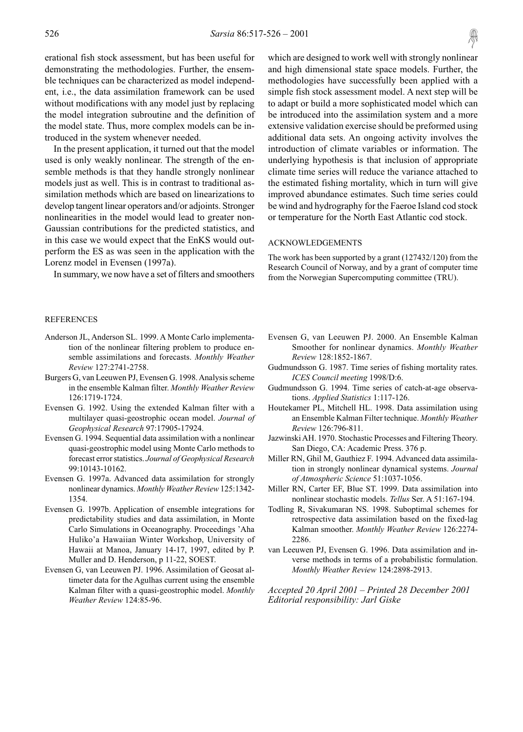erational fish stock assessment, but has been useful for demonstrating the methodologies. Further, the ensemble techniques can be characterized as model independent, i.e., the data assimilation framework can be used without modifications with any model just by replacing the model integration subroutine and the definition of the model state. Thus, more complex models can be introduced in the system whenever needed.

In the present application, it turned out that the model used is only weakly nonlinear. The strength of the ensemble methods is that they handle strongly nonlinear models just as well. This is in contrast to traditional assimilation methods which are based on linearizations to develop tangent linear operators and/or adjoints. Stronger nonlinearities in the model would lead to greater non-Gaussian contributions for the predicted statistics, and in this case we would expect that the EnKS would outperform the ES as was seen in the application with the Lorenz model in Evensen (1997a).

In summary, we now have a set of filters and smoothers which are designed to work well with strongly nonlinear and high dimensional state space models. Further, the methodologies have successfully been applied with a simple fish stock assessment model. A next step will be to adapt or build a more sophisticated model which can be introduced into the assimilation system and a more extensive validation exercise should be preformed using additional data sets. An ongoing activity involves the introduction of climate variables or information. The underlying hypothesis is that inclusion of appropriate climate time series will reduce the variance attached to the estimated fishing mortality, which in turn will give improved abundance estimates. Such time series could be wind and hydrography for the Faeroe Island cod stock or temperature for the North East Atlantic cod stock.

## ACKNOWLEDGEMENTS

The work has been supported by a grant (127432/120) from the Research Council of Norway, and by a grant of computer time from the Norwegian Supercomputing committee (TRU).

## REFERENCES

- Anderson JL, Anderson SL. 1999. A Monte Carlo implementation of the nonlinear filtering problem to produce ensemble assimilations and forecasts. *Monthly Weather Review* 127:2741-2758.
- Burgers G, van Leeuwen PJ, Evensen G. 1998. Analysis scheme in the ensemble Kalman filter. *Monthly Weather Review* 126:1719-1724.
- Evensen G. 1992. Using the extended Kalman filter with a multilayer quasi-geostrophic ocean model. *Journal of Geophysical Research* 97:17905-17924.
- Evensen G. 1994. Sequential data assimilation with a nonlinear quasi-geostrophic model using Monte Carlo methods to forecast error statistics. *Journal of Geophysical Research* 99:10143-10162.
- Evensen G. 1997a. Advanced data assimilation for strongly nonlinear dynamics. *Monthly Weather Review* 125:1342-1354.
- Evensen G. 1997b. Application of ensemble integrations for predictability studies and data assimilation, in Monte Carlo Simulations in Oceanography. Proceedings 'Aha Huliko'a Hawaiian Winter Workshop, University of Hawaii at Manoa, January 14-17, 1997, edited by P. Muller and D. Henderson, p 11-22, SOEST.
- Evensen G, van Leeuwen PJ. 1996. Assimilation of Geosat altimeter data for the Agulhas current using the ensemble Kalman filter with a quasi-geostrophic model. *Monthly Weather Review* 124:85-96.
- Evensen G, van Leeuwen PJ. 2000. An Ensemble Kalman Smoother for nonlinear dynamics. *Monthly Weather Review* 128:1852-1867.
- Gudmundsson G. 1987. Time series of fishing mortality rates. *ICES Council meeting* 1998/D:6.
- Gudmundsson G. 1994. Time series of catch-at-age observations. *Applied Statistics* 1:117-126.
- Houtekamer PL, Mitchell HL. 1998. Data assimilation using an Ensemble Kalman Filter technique. *Monthly Weather Review* 126:796-811.
- Jazwinski AH. 1970. Stochastic Processes and Filtering Theory. San Diego, CA: Academic Press. 376 p.
- Miller RN, Ghil M, Gauthiez F. 1994. Advanced data assimilation in strongly nonlinear dynamical systems. *Journal of Atmospheric Science* 51:1037-1056.
- Miller RN, Carter EF, Blue ST. 1999. Data assimilation into nonlinear stochastic models. *Tellus* Ser. A 51:167-194.
- Todling R, Sivakumaran NS. 1998. Suboptimal schemes for retrospective data assimilation based on the fixed-lag Kalman smoother. *Monthly Weather Review* 126:2274-2286.
- van Leeuwen PJ, Evensen G. 1996. Data assimilation and inverse methods in terms of a probabilistic formulation. *Monthly Weather Review* 124:2898-2913.

*Accepted 20 April 2001 – Printed 28 December 2001*
*Editorial responsibility: Jarl Giske*